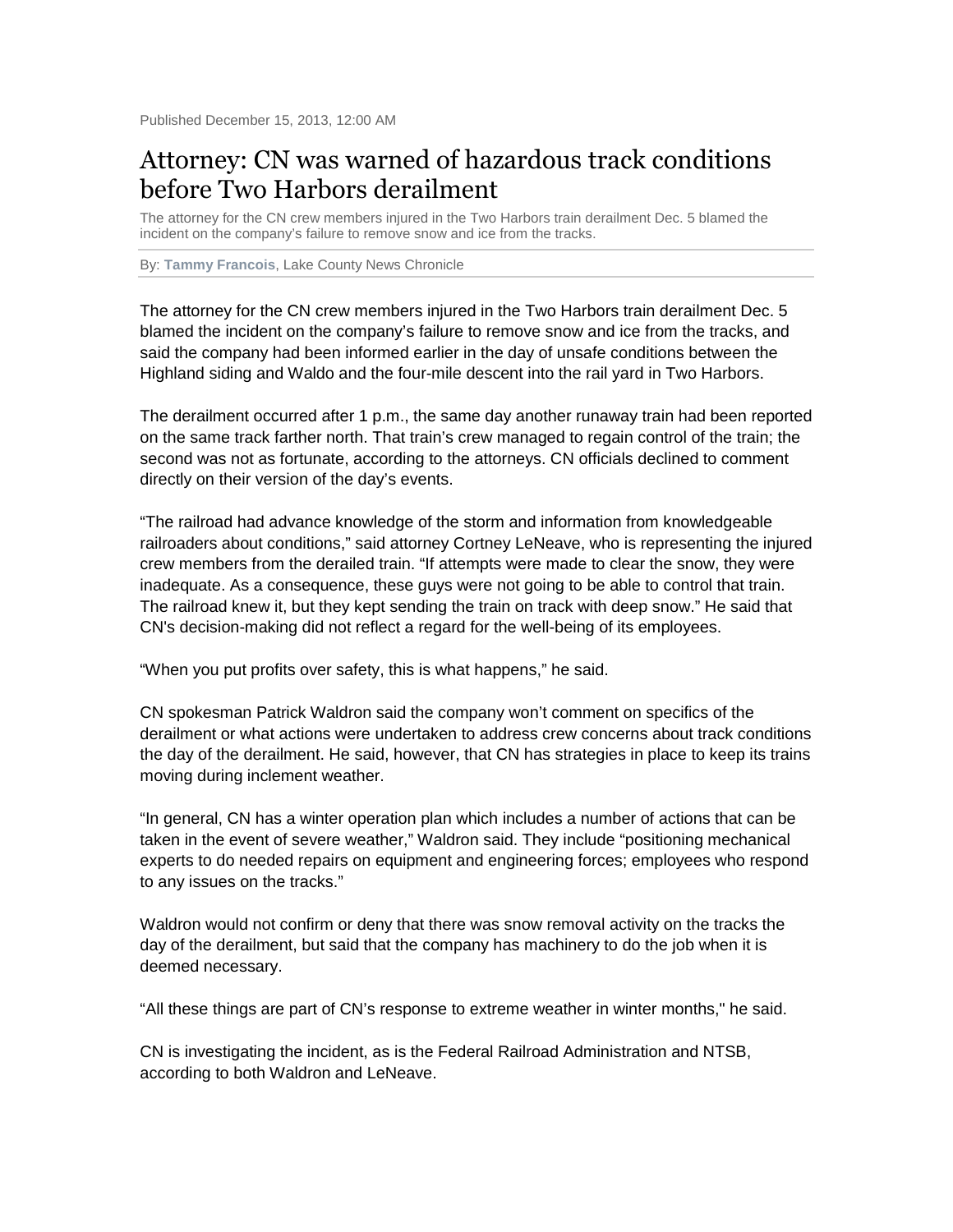Published December 15, 2013, 12:00 AM

# Attorney: CN was warned of hazardous track conditions before Two Harbors derailment

The attorney for the CN crew members injured in the Two Harbors train derailment Dec. 5 blamed the incident on the company's failure to remove snow and ice from the tracks.

By: **Tammy Francois**, Lake County News Chronicle

The attorney for the CN crew members injured in the Two Harbors train derailment Dec. 5 blamed the incident on the company's failure to remove snow and ice from the tracks, and said the company had been informed earlier in the day of unsafe conditions between the Highland siding and Waldo and the four-mile descent into the rail yard in Two Harbors.

The derailment occurred after 1 p.m., the same day another runaway train had been reported on the same track farther north. That train's crew managed to regain control of the train; the second was not as fortunate, according to the attorneys. CN officials declined to comment directly on their version of the day's events.

"The railroad had advance knowledge of the storm and information from knowledgeable railroaders about conditions," said attorney Cortney LeNeave, who is representing the injured crew members from the derailed train. "If attempts were made to clear the snow, they were inadequate. As a consequence, these guys were not going to be able to control that train. The railroad knew it, but they kept sending the train on track with deep snow." He said that CN's decision-making did not reflect a regard for the well-being of its employees.

"When you put profits over safety, this is what happens," he said.

CN spokesman Patrick Waldron said the company won't comment on specifics of the derailment or what actions were undertaken to address crew concerns about track conditions the day of the derailment. He said, however, that CN has strategies in place to keep its trains moving during inclement weather.

"In general, CN has a winter operation plan which includes a number of actions that can be taken in the event of severe weather," Waldron said. They include "positioning mechanical experts to do needed repairs on equipment and engineering forces; employees who respond to any issues on the tracks."

Waldron would not confirm or deny that there was snow removal activity on the tracks the day of the derailment, but said that the company has machinery to do the job when it is deemed necessary.

"All these things are part of CN's response to extreme weather in winter months," he said.

CN is investigating the incident, as is the Federal Railroad Administration and NTSB, according to both Waldron and LeNeave.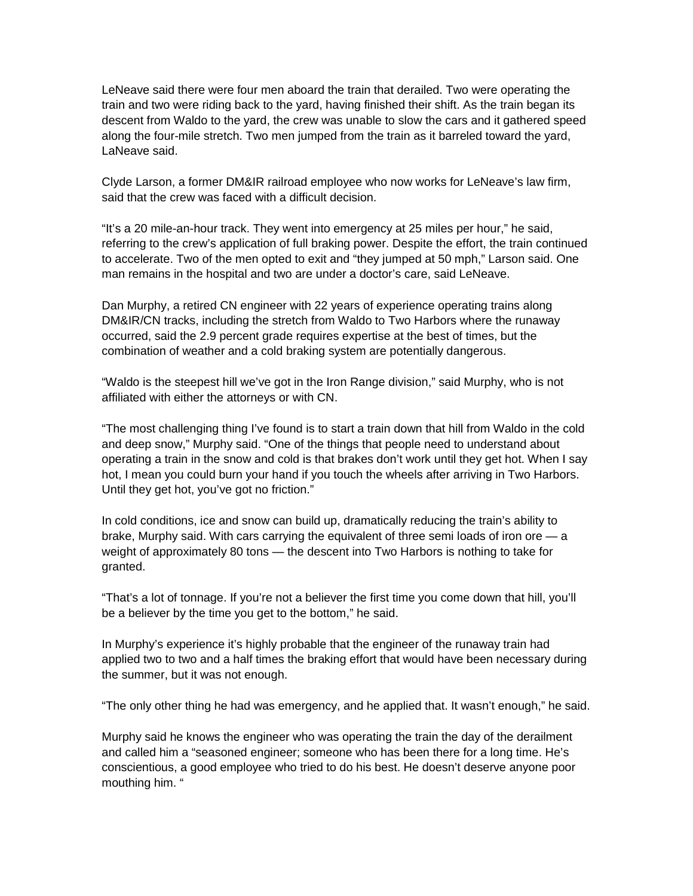LeNeave said there were four men aboard the train that derailed. Two were operating the train and two were riding back to the yard, having finished their shift. As the train began its descent from Waldo to the yard, the crew was unable to slow the cars and it gathered speed along the four-mile stretch. Two men jumped from the train as it barreled toward the yard, LaNeave said.

Clyde Larson, a former DM&IR railroad employee who now works for LeNeave's law firm, said that the crew was faced with a difficult decision.

"It's a 20 mile-an-hour track. They went into emergency at 25 miles per hour," he said, referring to the crew's application of full braking power. Despite the effort, the train continued to accelerate. Two of the men opted to exit and "they jumped at 50 mph," Larson said. One man remains in the hospital and two are under a doctor's care, said LeNeave.

Dan Murphy, a retired CN engineer with 22 years of experience operating trains along DM&IR/CN tracks, including the stretch from Waldo to Two Harbors where the runaway occurred, said the 2.9 percent grade requires expertise at the best of times, but the combination of weather and a cold braking system are potentially dangerous.

"Waldo is the steepest hill we've got in the Iron Range division," said Murphy, who is not affiliated with either the attorneys or with CN.

"The most challenging thing I've found is to start a train down that hill from Waldo in the cold and deep snow," Murphy said. "One of the things that people need to understand about operating a train in the snow and cold is that brakes don't work until they get hot. When I say hot, I mean you could burn your hand if you touch the wheels after arriving in Two Harbors. Until they get hot, you've got no friction."

In cold conditions, ice and snow can build up, dramatically reducing the train's ability to brake, Murphy said. With cars carrying the equivalent of three semi loads of iron ore — a weight of approximately 80 tons — the descent into Two Harbors is nothing to take for granted.

"That's a lot of tonnage. If you're not a believer the first time you come down that hill, you'll be a believer by the time you get to the bottom," he said.

In Murphy's experience it's highly probable that the engineer of the runaway train had applied two to two and a half times the braking effort that would have been necessary during the summer, but it was not enough.

"The only other thing he had was emergency, and he applied that. It wasn't enough," he said.

Murphy said he knows the engineer who was operating the train the day of the derailment and called him a "seasoned engineer; someone who has been there for a long time. He's conscientious, a good employee who tried to do his best. He doesn't deserve anyone poor mouthing him. "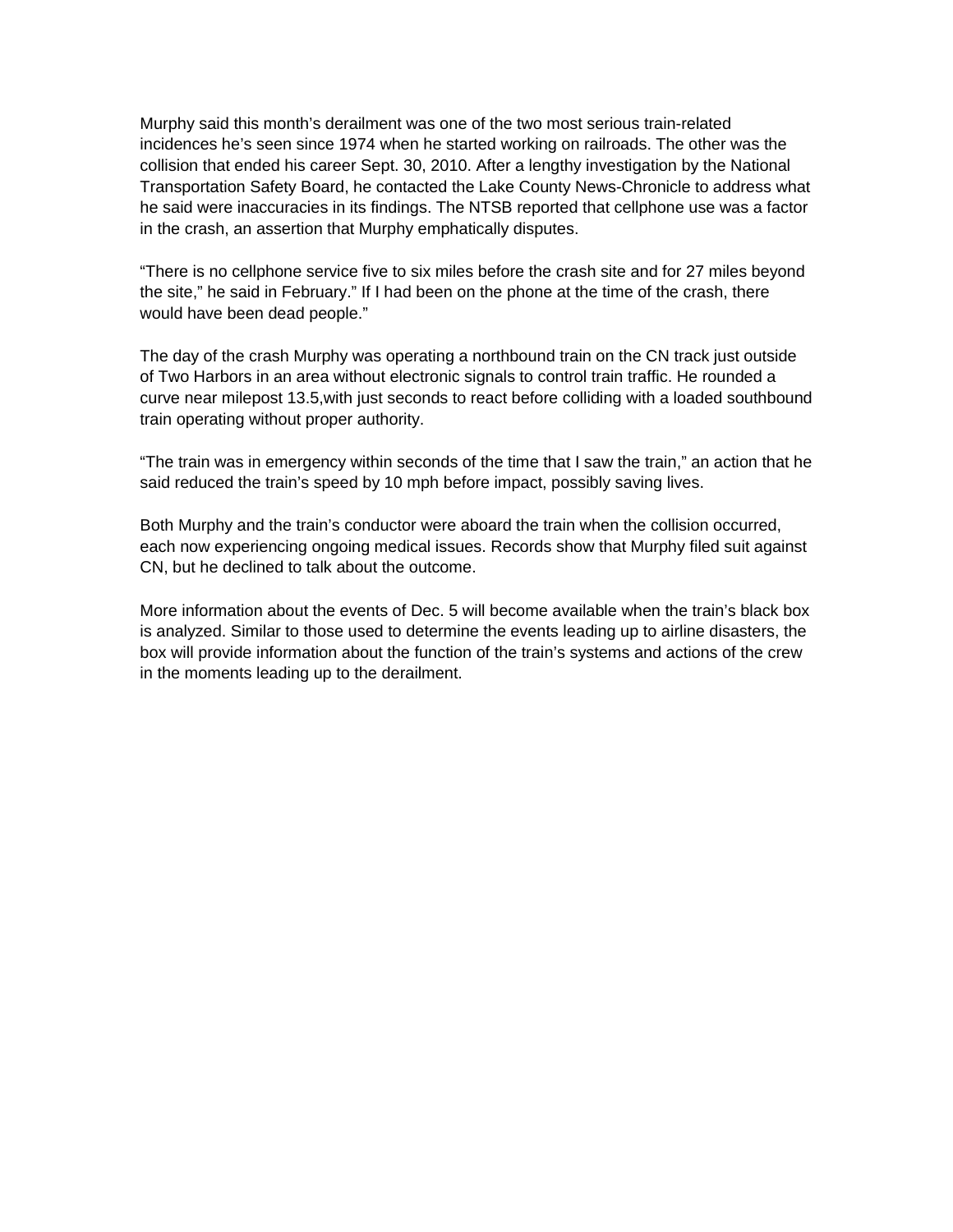Murphy said this month's derailment was one of the two most serious train-related incidences he's seen since 1974 when he started working on railroads. The other was the collision that ended his career Sept. 30, 2010. After a lengthy investigation by the National Transportation Safety Board, he contacted the Lake County News-Chronicle to address what he said were inaccuracies in its findings. The NTSB reported that cellphone use was a factor in the crash, an assertion that Murphy emphatically disputes.

"There is no cellphone service five to six miles before the crash site and for 27 miles beyond the site," he said in February." If I had been on the phone at the time of the crash, there would have been dead people."

The day of the crash Murphy was operating a northbound train on the CN track just outside of Two Harbors in an area without electronic signals to control train traffic. He rounded a curve near milepost 13.5,with just seconds to react before colliding with a loaded southbound train operating without proper authority.

"The train was in emergency within seconds of the time that I saw the train," an action that he said reduced the train's speed by 10 mph before impact, possibly saving lives.

Both Murphy and the train's conductor were aboard the train when the collision occurred, each now experiencing ongoing medical issues. Records show that Murphy filed suit against CN, but he declined to talk about the outcome.

More information about the events of Dec. 5 will become available when the train's black box is analyzed. Similar to those used to determine the events leading up to airline disasters, the box will provide information about the function of the train's systems and actions of the crew in the moments leading up to the derailment.